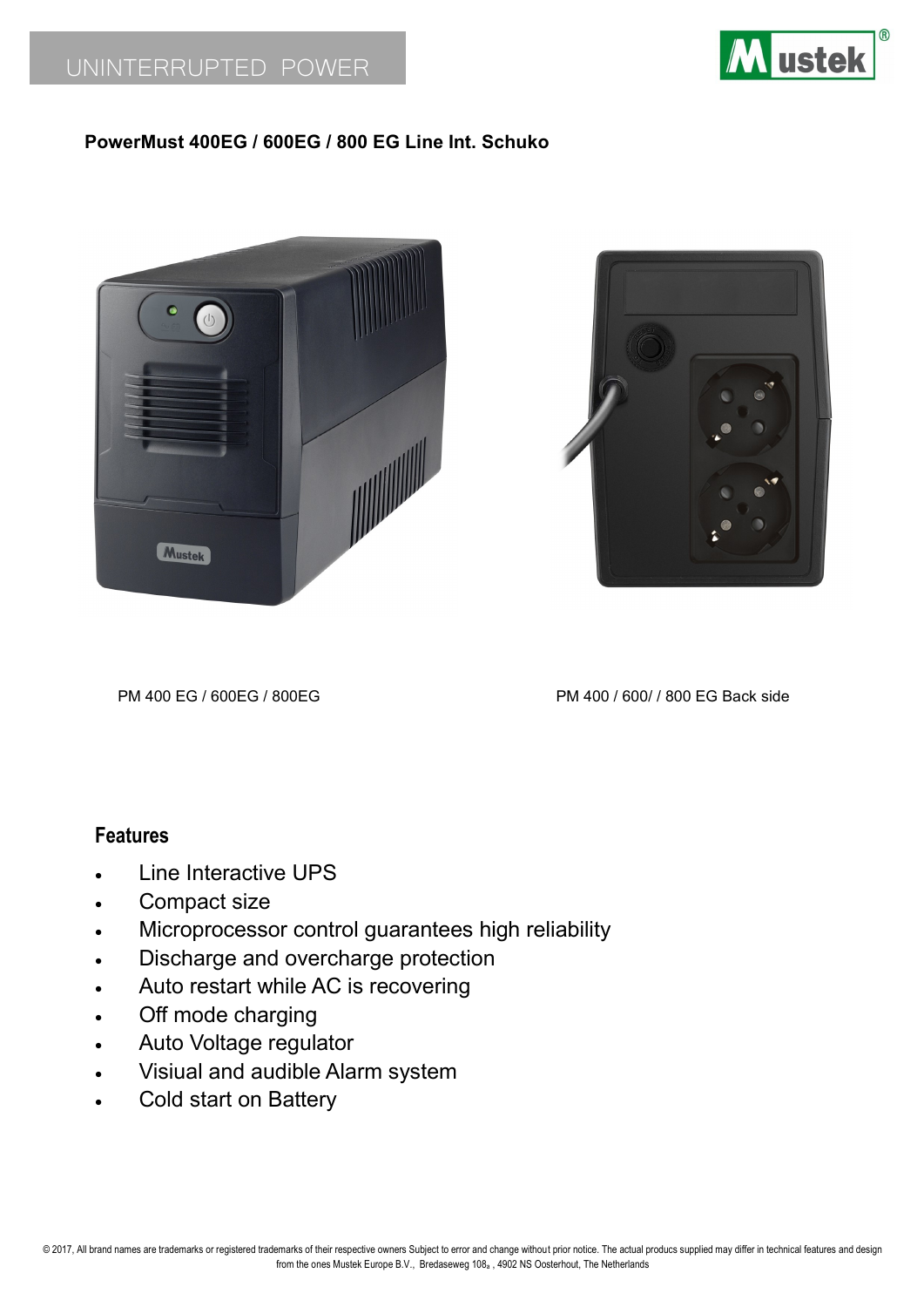UNINTERRUPTED POWER

**PowerMust 400EG / 600EG / 800 EG Line Int. Schuko**

PM 400 EG / 600EG / 800EG

PM 400 / 600/ / 800 EG Back side

## Features

- Line Interactive UPS
- Compact size
- Microprocessor control guarantees high reliability
- Discharge and overcharge protection
- Auto restart while AC is recovering
- Off mode charging
- Auto Voltage regulator
- Visiual and audible Alarm system
- Cold start on Battery

© 2017, All brand names are trademarks or registered trademarks of their respective owners Subject to error and change without prior notice. The actual producs supplied may differ in technical features and design from the ones Mustek Europe B.V., Bredaseweg 108a , 4902 NS Oosterhout, The Netherlands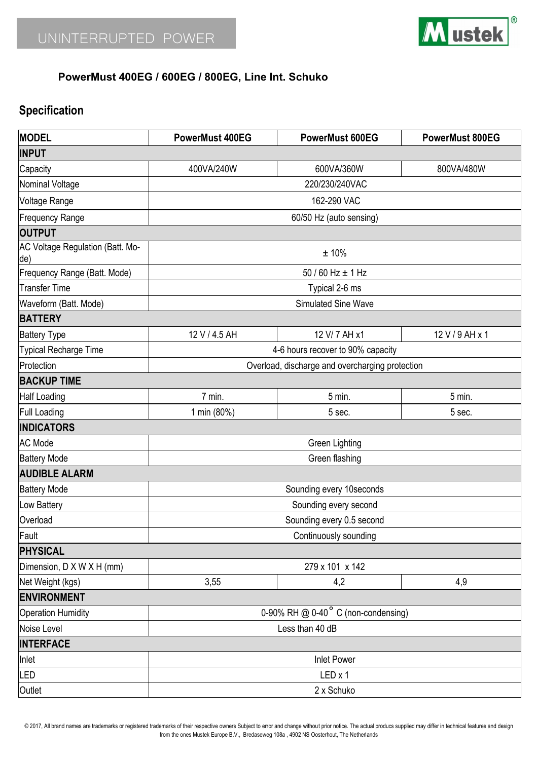UNINTERRUPTED POWER

# PowerMust 400EG / 600EG / 800EG, Line Int. Schuko

## Specification

| MODEL | PowerMust 400EG | PowerMust 600EG | PowerMust 800EG |
|---|---|---|---|
| **INPUT** | | | |
| Capacity | 400VA/240W | 600VA/360W | 800VA/480W |
| Nominal Voltage | 220/230/240VAC | | |
| Voltage Range | 162-290 VAC | | |
| Frequency Range | 60/50 Hz (auto sensing) | | |
| **OUTPUT** | | | |
| AC Voltage Regulation (Batt. Mode) | ± 10% | | |
| Frequency Range (Batt. Mode) | 50 / 60 Hz ± 1 Hz | | |
| Transfer Time | Typical 2-6 ms | | |
| Waveform (Batt. Mode) | Simulated Sine Wave | | |
| **BATTERY** | | | |
| Battery Type | 12 V / 4.5 AH | 12 V/ 7 AH x1 | 12 V / 9 AH x 1 |
| Typical Recharge Time | 4-6 hours recover to 90% capacity | | |
| Protection | Overload, discharge and overcharging protection | | |
| **BACKUP TIME** | | | |
| Half Loading | 7 min. | 5 min. | 5 min. |
| Full Loading | 1 min (80%) | 5 sec. | 5 sec. |
| **INDICATORS** | | | |
| AC Mode | Green Lighting | | |
| Battery Mode | Green flashing | | |
| **AUDIBLE ALARM** | | | |
| Battery Mode | Sounding every 10seconds | | |
| Low Battery | Sounding every second | | |
| Overload | Sounding every 0.5 second | | |
| Fault | Continuously sounding | | |
| **PHYSICAL** | | | |
| Dimension, D X W X H (mm) | 279 x 101 x 142 | | |
| Net Weight (kgs) | 3,55 | 4,2 | 4,9 |
| **ENVIRONMENT** | | | |
| Operation Humidity | 0-90% RH @ 0-40° C (non-condensing) | | |
| Noise Level | Less than 40 dB | | |
| **INTERFACE** | | | |
| Inlet | Inlet Power | | |
| LED | LED x 1 | | |
| Outlet | 2 x Schuko | | |

© 2017, All brand names are trademarks or registered trademarks of their respective owners Subject to error and change without prior notice. The actual producs supplied may differ in technical features and design from the ones Mustek Europe B.V., Bredaseweg 108a , 4902 NS Oosterhout, The Netherlands